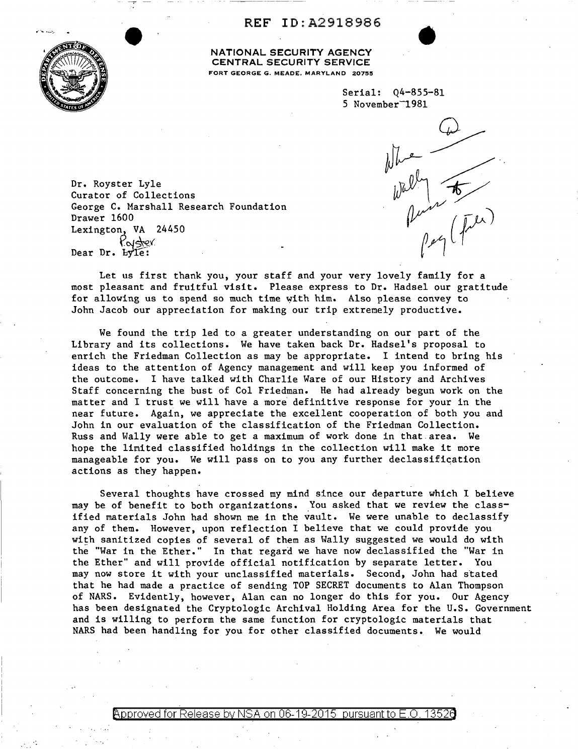REF ID:A2918986

NATIONAL SECURITY AGENCY
CENTRAL SECURITY SERVICE
FORT GEORGE G. MEADE, MARYLAND 20755

Serial: Q4-855-81
5 November 1981

Dr. Royster Lyle
Curator of Collections
George C. Marshall Research Foundation
Drawer 1600
Lexington, VA 24450

Dear Dr. ~~Lyle~~ Royster:

Let us first thank you, your staff and your very lovely family for a most pleasant and fruitful visit. Please express to Dr. Hadsel our gratitude for allowing us to spend so much time with him. Also please convey to John Jacob our appreciation for making our trip extremely productive.

We found the trip led to a greater understanding on our part of the Library and its collections. We have taken back Dr. Hadsel's proposal to enrich the Friedman Collection as may be appropriate. I intend to bring his ideas to the attention of Agency management and will keep you informed of the outcome. I have talked with Charlie Ware of our History and Archives Staff concerning the bust of Col Friedman. He had already begun work on the matter and I trust we will have a more definitive response for your in the near future. Again, we appreciate the excellent cooperation of both you and John in our evaluation of the classification of the Friedman Collection. Russ and Wally were able to get a maximum of work done in that area. We hope the limited classified holdings in the collection will make it more manageable for you. We will pass on to you any further declassification actions as they happen.

Several thoughts have crossed my mind since our departure which I believe may be of benefit to both organizations. You asked that we review the classified materials John had shown me in the vault. We were unable to declassify any of them. However, upon reflection I believe that we could provide you with sanitized copies of several of them as Wally suggested we would do with the "War in the Ether." In that regard we have now declassified the "War in the Ether" and will provide official notification by separate letter. You may now store it with your unclassified materials. Second, John had stated that he had made a practice of sending TOP SECRET documents to Alan Thompson of NARS. Evidently, however, Alan can no longer do this for you. Our Agency has been designated the Cryptologic Archival Holding Area for the U.S. Government and is willing to perform the same function for cryptologic materials that NARS had been handling for you for other classified documents. We would

Approved for Release by NSA on 06-19-2015 pursuant to E.O. 13526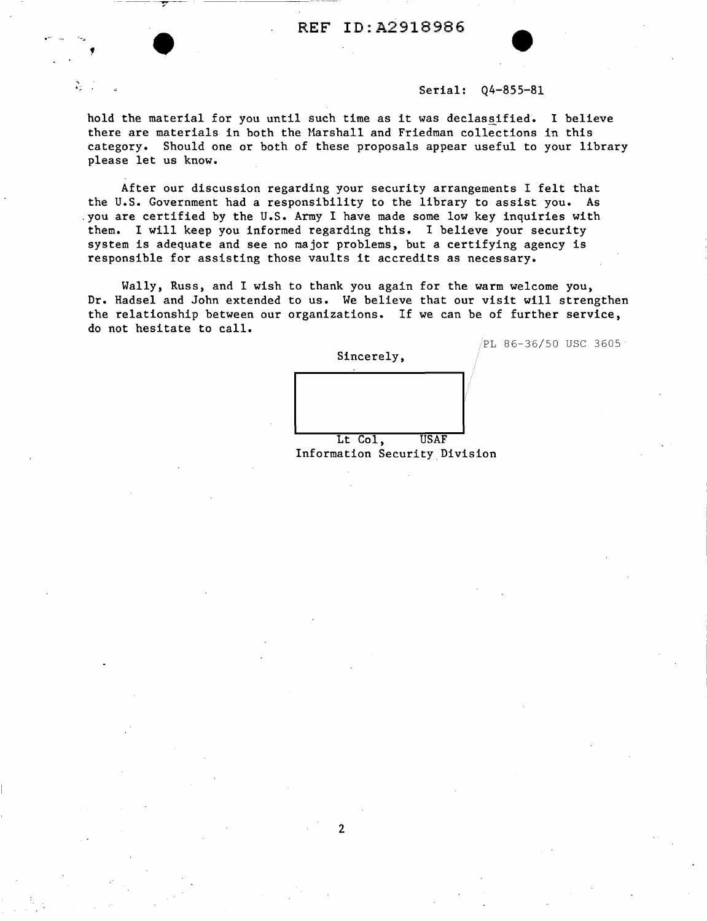Serial: Q4-855-81

hold the material for you until such time as it was declassified. I believe there are materials in both the Marshall and Friedman collections in this category. Should one or both of these proposals appear useful to your library please let us know.

After our discussion regarding your security arrangements I felt that the U.S. Government had a responsibility to the library to assist you. As you are certified by the U.S. Army I have made some low key inquiries with them. I will keep you informed regarding this. I believe your security system is adequate and see no major problems, but a certifying agency is responsible for assisting those vaults it accredits as necessary.

Wally, Russ, and I wish to thank you again for the warm welcome you, Dr. Hadsel and John extended to us. We believe that our visit will strengthen the relationship between our organizations. If we can be of further service, do not hesitate to call.

PL 86-36/50 USC 3605

Sincerely,

Lt Col, USAF
Information Security Division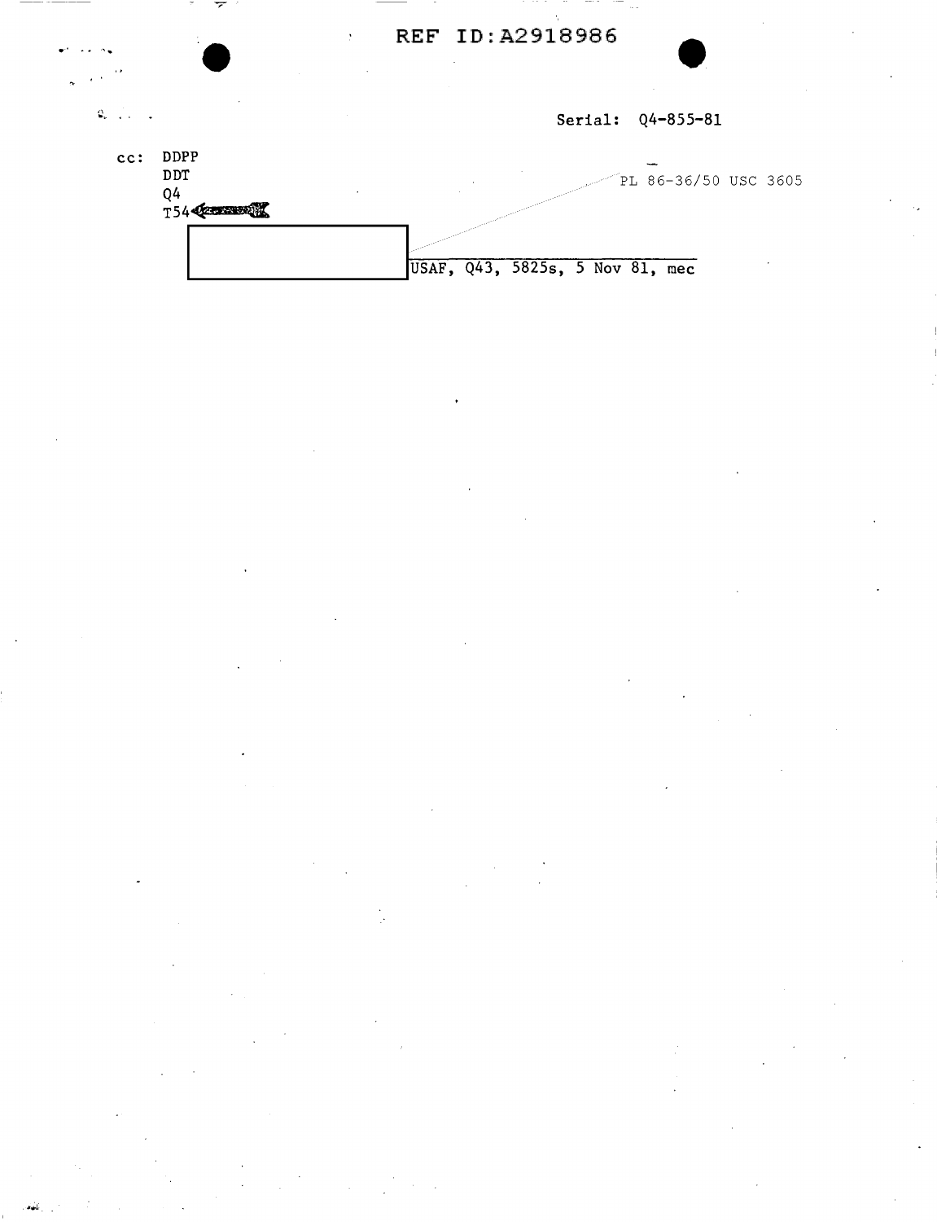REF ID:A2918986

Serial: Q4-855-81

cc: DDPP
DDT
Q4
T54

PL 86-36/50 USC 3605

USAF, Q43, 5825s, 5 Nov 81, mec